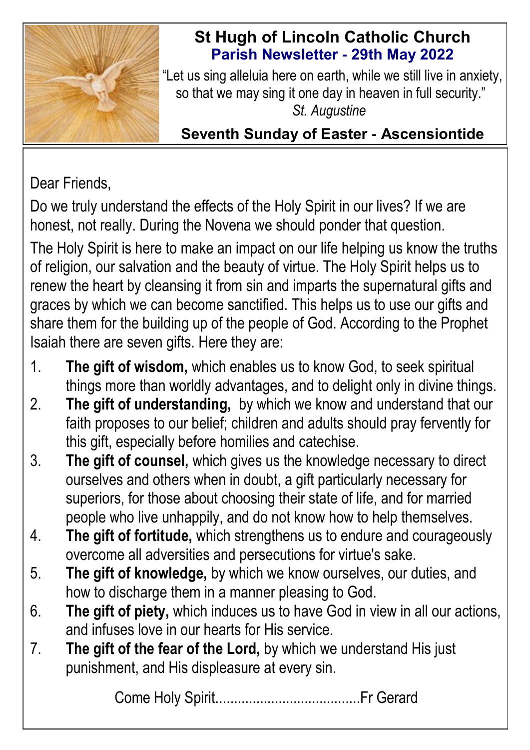# St Hugh of Lincoln Catholic Church

## Parish Newsletter - 29th May 2022

"Let us sing alleluia here on earth, while we still live in anxiety, so that we may sing it one day in heaven in full security."
*St. Augustine*

**Seventh Sunday of Easter - Ascensiontide**

Dear Friends,

Do we truly understand the effects of the Holy Spirit in our lives? If we are honest, not really. During the Novena we should ponder that question.

The Holy Spirit is here to make an impact on our life helping us know the truths of religion, our salvation and the beauty of virtue. The Holy Spirit helps us to renew the heart by cleansing it from sin and imparts the supernatural gifts and graces by which we can become sanctified. This helps us to use our gifts and share them for the building up of the people of God. According to the Prophet Isaiah there are seven gifts. Here they are:

1. **The gift of wisdom,** which enables us to know God, to seek spiritual things more than worldly advantages, and to delight only in divine things.
2. **The gift of understanding,** by which we know and understand that our faith proposes to our belief; children and adults should pray fervently for this gift, especially before homilies and catechise.
3. **The gift of counsel,** which gives us the knowledge necessary to direct ourselves and others when in doubt, a gift particularly necessary for superiors, for those about choosing their state of life, and for married people who live unhappily, and do not know how to help themselves.
4. **The gift of fortitude,** which strengthens us to endure and courageously overcome all adversities and persecutions for virtue's sake.
5. **The gift of knowledge,** by which we know ourselves, our duties, and how to discharge them in a manner pleasing to God.
6. **The gift of piety,** which induces us to have God in view in all our actions, and infuses love in our hearts for His service.
7. **The gift of the fear of the Lord,** by which we understand His just punishment, and His displeasure at every sin.

Come Holy Spirit......................................Fr Gerard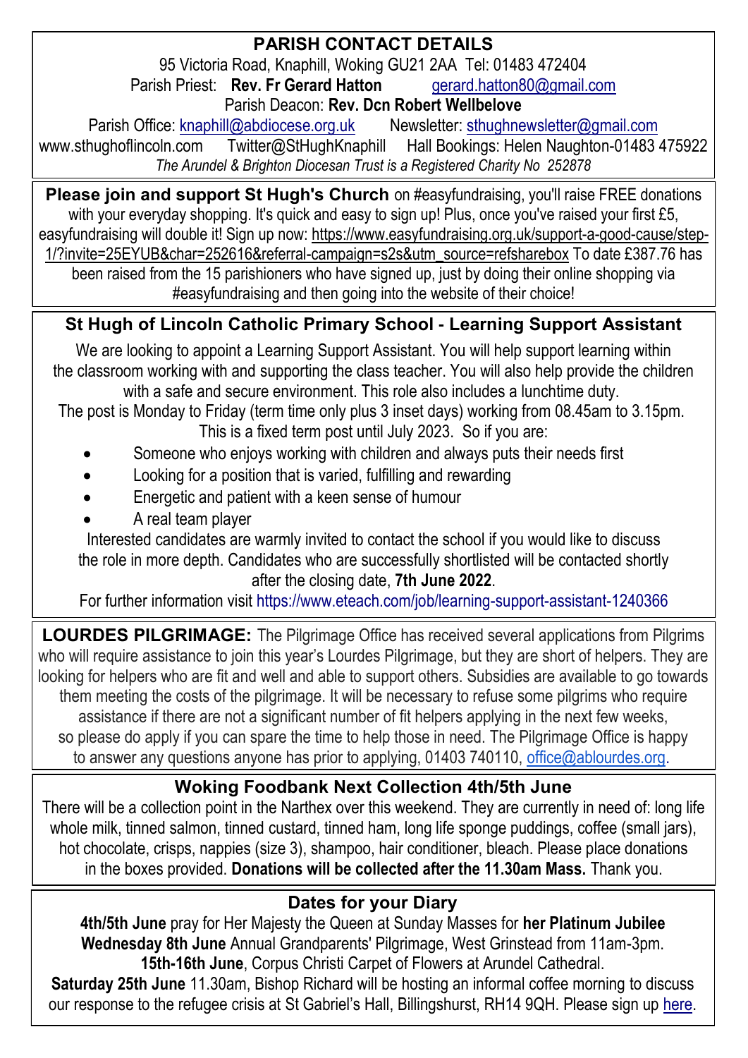## PARISH CONTACT DETAILS

95 Victoria Road, Knaphill, Woking GU21 2AA Tel: 01483 472404
Parish Priest: **Rev. Fr Gerard Hatton** gerard.hatton80@gmail.com
Parish Deacon: **Rev. Dcn Robert Wellbelove**
Parish Office: knaphill@abdiocese.org.uk Newsletter: sthughnewsletter@gmail.com
www.sthughoflincoln.com Twitter@StHughKnaphill Hall Bookings: Helen Naughton-01483 475922
*The Arundel & Brighton Diocesan Trust is a Registered Charity No 252878*

**Please join and support St Hugh's Church** on #easyfundraising, you'll raise FREE donations with your everyday shopping. It's quick and easy to sign up! Plus, once you've raised your first £5, easyfundraising will double it! Sign up now: https://www.easyfundraising.org.uk/support-a-good-cause/step-1/?invite=25EYUB&char=252616&referral-campaign=s2s&utm_source=refsharebox To date £387.76 has been raised from the 15 parishioners who have signed up, just by doing their online shopping via #easyfundraising and then going into the website of their choice!

## St Hugh of Lincoln Catholic Primary School - Learning Support Assistant

We are looking to appoint a Learning Support Assistant. You will help support learning within the classroom working with and supporting the class teacher. You will also help provide the children with a safe and secure environment. This role also includes a lunchtime duty.
The post is Monday to Friday (term time only plus 3 inset days) working from 08.45am to 3.15pm. This is a fixed term post until July 2023. So if you are:

- Someone who enjoys working with children and always puts their needs first
- Looking for a position that is varied, fulfilling and rewarding
- Energetic and patient with a keen sense of humour
- A real team player

Interested candidates are warmly invited to contact the school if you would like to discuss the role in more depth. Candidates who are successfully shortlisted will be contacted shortly after the closing date, **7th June 2022**.
For further information visit https://www.eteach.com/job/learning-support-assistant-1240366

**LOURDES PILGRIMAGE:** The Pilgrimage Office has received several applications from Pilgrims who will require assistance to join this year's Lourdes Pilgrimage, but they are short of helpers. They are looking for helpers who are fit and well and able to support others. Subsidies are available to go towards them meeting the costs of the pilgrimage. It will be necessary to refuse some pilgrims who require assistance if there are not a significant number of fit helpers applying in the next few weeks, so please do apply if you can spare the time to help those in need. The Pilgrimage Office is happy to answer any questions anyone has prior to applying, 01403 740110, office@ablourdes.org.

## Woking Foodbank Next Collection 4th/5th June

There will be a collection point in the Narthex over this weekend. They are currently in need of: long life whole milk, tinned salmon, tinned custard, tinned ham, long life sponge puddings, coffee (small jars), hot chocolate, crisps, nappies (size 3), shampoo, hair conditioner, bleach. Please place donations in the boxes provided. **Donations will be collected after the 11.30am Mass.** Thank you.

## Dates for your Diary

**4th/5th June** pray for Her Majesty the Queen at Sunday Masses for **her Platinum Jubilee**
**Wednesday 8th June** Annual Grandparents' Pilgrimage, West Grinstead from 11am-3pm.
**15th-16th June**, Corpus Christi Carpet of Flowers at Arundel Cathedral.
**Saturday 25th June** 11.30am, Bishop Richard will be hosting an informal coffee morning to discuss our response to the refugee crisis at St Gabriel's Hall, Billingshurst, RH14 9QH. Please sign up here.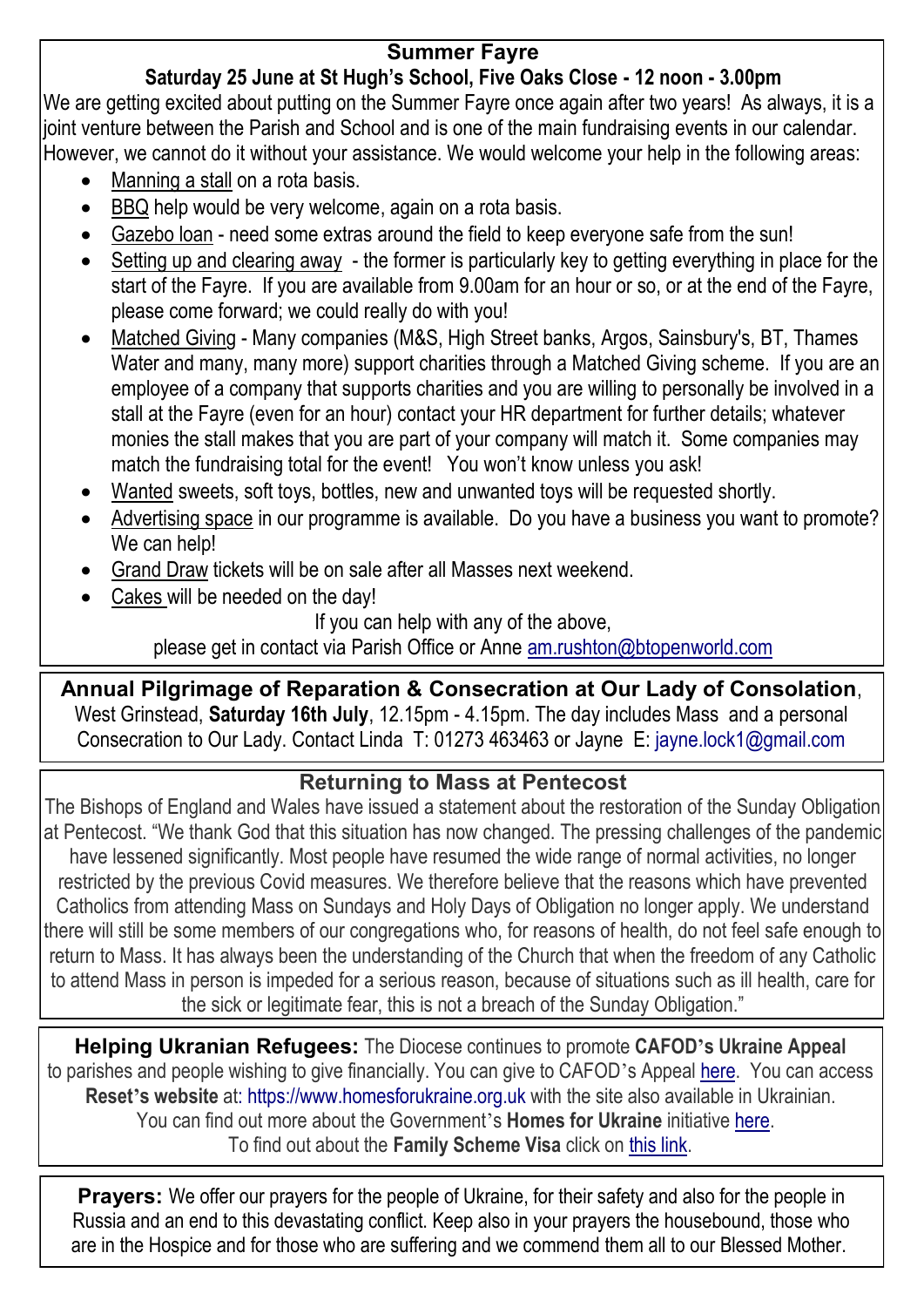## Summer Fayre

**Saturday 25 June at St Hugh's School, Five Oaks Close - 12 noon - 3.00pm**

We are getting excited about putting on the Summer Fayre once again after two years! As always, it is a joint venture between the Parish and School and is one of the main fundraising events in our calendar. However, we cannot do it without your assistance. We would welcome your help in the following areas:

- Manning a stall on a rota basis.
- BBQ help would be very welcome, again on a rota basis.
- Gazebo loan - need some extras around the field to keep everyone safe from the sun!
- Setting up and clearing away - the former is particularly key to getting everything in place for the start of the Fayre. If you are available from 9.00am for an hour or so, or at the end of the Fayre, please come forward; we could really do with you!
- Matched Giving - Many companies (M&S, High Street banks, Argos, Sainsbury's, BT, Thames Water and many, many more) support charities through a Matched Giving scheme. If you are an employee of a company that supports charities and you are willing to personally be involved in a stall at the Fayre (even for an hour) contact your HR department for further details; whatever monies the stall makes that you are part of your company will match it. Some companies may match the fundraising total for the event! You won't know unless you ask!
- Wanted sweets, soft toys, bottles, new and unwanted toys will be requested shortly.
- Advertising space in our programme is available. Do you have a business you want to promote? We can help!
- Grand Draw tickets will be on sale after all Masses next weekend.
- Cakes will be needed on the day!

If you can help with any of the above, please get in contact via Parish Office or Anne am.rushton@btopenworld.com

---

**Annual Pilgrimage of Reparation & Consecration at Our Lady of Consolation**, West Grinstead, **Saturday 16th July**, 12.15pm - 4.15pm. The day includes Mass and a personal Consecration to Our Lady. Contact Linda T: 01273 463463 or Jayne E: jayne.lock1@gmail.com

---

## Returning to Mass at Pentecost

The Bishops of England and Wales have issued a statement about the restoration of the Sunday Obligation at Pentecost. "We thank God that this situation has now changed. The pressing challenges of the pandemic have lessened significantly. Most people have resumed the wide range of normal activities, no longer restricted by the previous Covid measures. We therefore believe that the reasons which have prevented Catholics from attending Mass on Sundays and Holy Days of Obligation no longer apply. We understand there will still be some members of our congregations who, for reasons of health, do not feel safe enough to return to Mass. It has always been the understanding of the Church that when the freedom of any Catholic to attend Mass in person is impeded for a serious reason, because of situations such as ill health, care for the sick or legitimate fear, this is not a breach of the Sunday Obligation."

---

**Helping Ukranian Refugees:** The Diocese continues to promote **CAFOD's Ukraine Appeal** to parishes and people wishing to give financially. You can give to CAFOD's Appeal here. You can access **Reset's website** at: https://www.homesforukraine.org.uk with the site also available in Ukrainian. You can find out more about the Government's **Homes for Ukraine** initiative here. To find out about the **Family Scheme Visa** click on this link.

---

**Prayers:** We offer our prayers for the people of Ukraine, for their safety and also for the people in Russia and an end to this devastating conflict. Keep also in your prayers the housebound, those who are in the Hospice and for those who are suffering and we commend them all to our Blessed Mother.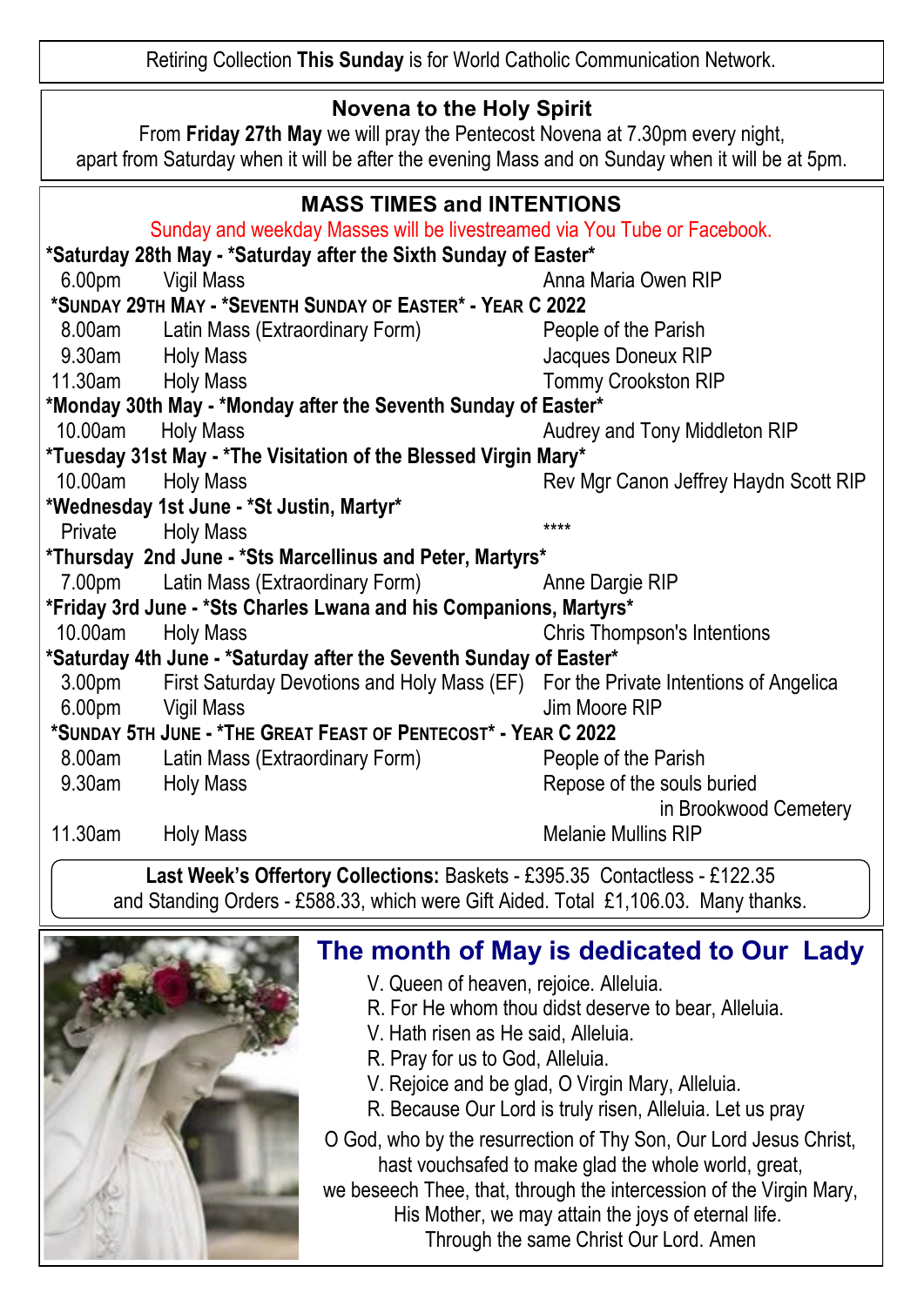Retiring Collection **This Sunday** is for World Catholic Communication Network.

## Novena to the Holy Spirit

From **Friday 27th May** we will pray the Pentecost Novena at 7.30pm every night, apart from Saturday when it will be after the evening Mass and on Sunday when it will be at 5pm.

## MASS TIMES and INTENTIONS

Sunday and weekday Masses will be livestreamed via You Tube or Facebook.

| | | |
|---|---|---|
| ***Saturday 28th May - *Saturday after the Sixth Sunday of Easter*** | | |
| 6.00pm | Vigil Mass | Anna Maria Owen RIP |
| ***SUNDAY 29TH MAY - *SEVENTH SUNDAY OF EASTER* - YEAR C 2022** | | |
| 8.00am | Latin Mass (Extraordinary Form) | People of the Parish |
| 9.30am | Holy Mass | Jacques Doneux RIP |
| 11.30am | Holy Mass | Tommy Crookston RIP |
| ***Monday 30th May - *Monday after the Seventh Sunday of Easter*** | | |
| 10.00am | Holy Mass | Audrey and Tony Middleton RIP |
| ***Tuesday 31st May - *The Visitation of the Blessed Virgin Mary*** | | |
| 10.00am | Holy Mass | Rev Mgr Canon Jeffrey Haydn Scott RIP |
| ***Wednesday 1st June - *St Justin, Martyr*** | | |
| Private | Holy Mass | **** |
| ***Thursday 2nd June - *Sts Marcellinus and Peter, Martyrs*** | | |
| 7.00pm | Latin Mass (Extraordinary Form) | Anne Dargie RIP |
| ***Friday 3rd June - *Sts Charles Lwana and his Companions, Martyrs*** | | |
| 10.00am | Holy Mass | Chris Thompson's Intentions |
| ***Saturday 4th June - *Saturday after the Seventh Sunday of Easter*** | | |
| 3.00pm | First Saturday Devotions and Holy Mass (EF) | For the Private Intentions of Angelica |
| 6.00pm | Vigil Mass | Jim Moore RIP |
| ***SUNDAY 5TH JUNE - *THE GREAT FEAST OF PENTECOST* - YEAR C 2022** | | |
| 8.00am | Latin Mass (Extraordinary Form) | People of the Parish |
| 9.30am | Holy Mass | Repose of the souls buried in Brookwood Cemetery |
| 11.30am | Holy Mass | Melanie Mullins RIP |

**Last Week's Offertory Collections:** Baskets - £395.35 Contactless - £122.35 and Standing Orders - £588.33, which were Gift Aided. Total £1,106.03. Many thanks.

## The month of May is dedicated to Our Lady

V. Queen of heaven, rejoice. Alleluia.
R. For He whom thou didst deserve to bear, Alleluia.
V. Hath risen as He said, Alleluia.
R. Pray for us to God, Alleluia.
V. Rejoice and be glad, O Virgin Mary, Alleluia.
R. Because Our Lord is truly risen, Alleluia. Let us pray

O God, who by the resurrection of Thy Son, Our Lord Jesus Christ, hast vouchsafed to make glad the whole world, great, we beseech Thee, that, through the intercession of the Virgin Mary, His Mother, we may attain the joys of eternal life. Through the same Christ Our Lord. Amen